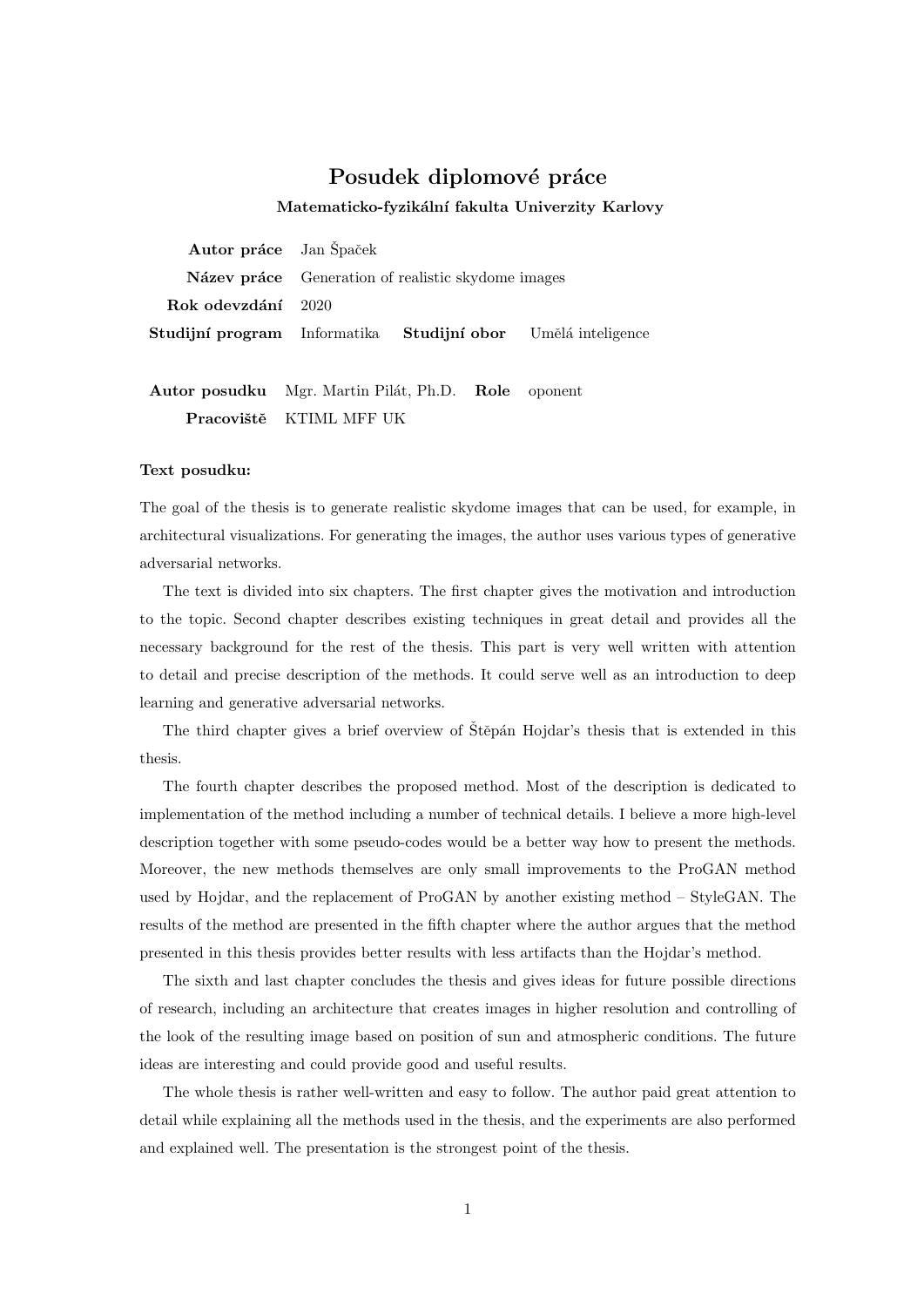# Posudek diplomové práce

**Matematicko-fyzikální fakulta Univerzity Karlovy**

| | | | |
|---|---|---|---|
| **Autor práce** | Jan Špaček | | |
| **Název práce** | Generation of realistic skydome images | | |
| **Rok odevzdání** | 2020 | | |
| **Studijní program** | Informatika | **Studijní obor** | Umělá inteligence |

| | | | |
|---|---|---|---|
| **Autor posudku** | Mgr. Martin Pilát, Ph.D. | **Role** | oponent |
| **Pracoviště** | KTIML MFF UK | | |

**Text posudku:**

The goal of the thesis is to generate realistic skydome images that can be used, for example, in architectural visualizations. For generating the images, the author uses various types of generative adversarial networks.

The text is divided into six chapters. The first chapter gives the motivation and introduction to the topic. Second chapter describes existing techniques in great detail and provides all the necessary background for the rest of the thesis. This part is very well written with attention to detail and precise description of the methods. It could serve well as an introduction to deep learning and generative adversarial networks.

The third chapter gives a brief overview of Štěpán Hojdar's thesis that is extended in this thesis.

The fourth chapter describes the proposed method. Most of the description is dedicated to implementation of the method including a number of technical details. I believe a more high-level description together with some pseudo-codes would be a better way how to present the methods. Moreover, the new methods themselves are only small improvements to the ProGAN method used by Hojdar, and the replacement of ProGAN by another existing method – StyleGAN. The results of the method are presented in the fifth chapter where the author argues that the method presented in this thesis provides better results with less artifacts than the Hojdar's method.

The sixth and last chapter concludes the thesis and gives ideas for future possible directions of research, including an architecture that creates images in higher resolution and controlling of the look of the resulting image based on position of sun and atmospheric conditions. The future ideas are interesting and could provide good and useful results.

The whole thesis is rather well-written and easy to follow. The author paid great attention to detail while explaining all the methods used in the thesis, and the experiments are also performed and explained well. The presentation is the strongest point of the thesis.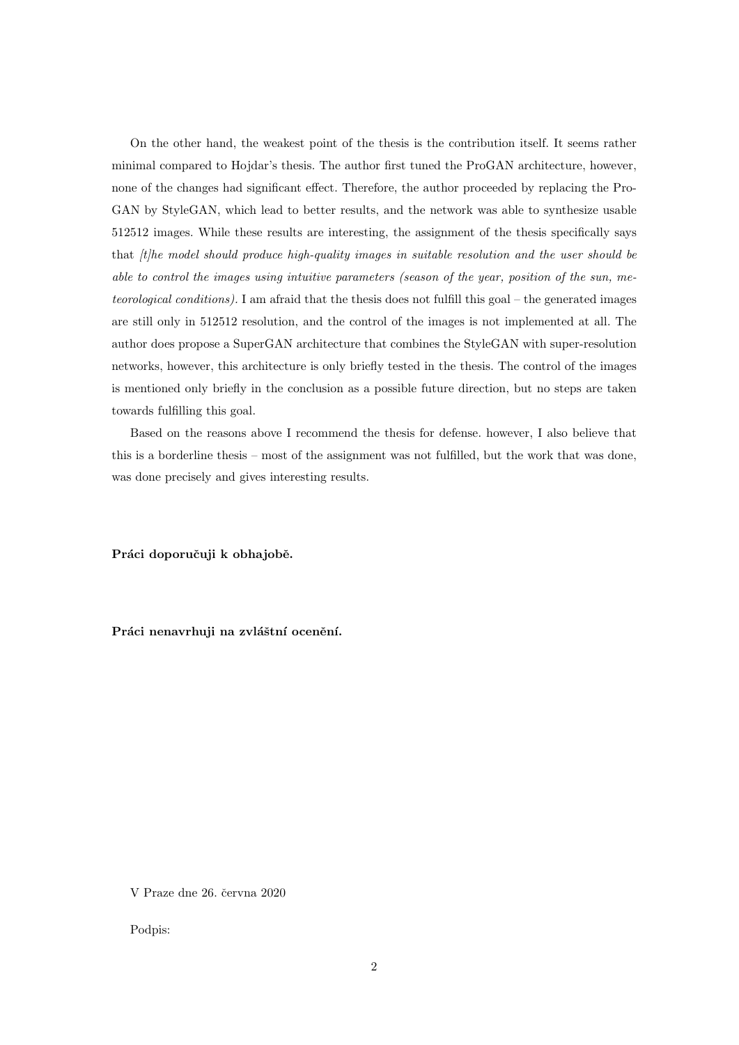On the other hand, the weakest point of the thesis is the contribution itself. It seems rather minimal compared to Hojdar's thesis. The author first tuned the ProGAN architecture, however, none of the changes had significant effect. Therefore, the author proceeded by replacing the ProGAN by StyleGAN, which lead to better results, and the network was able to synthesize usable 512512 images. While these results are interesting, the assignment of the thesis specifically says that *[t]he model should produce high-quality images in suitable resolution and the user should be able to control the images using intuitive parameters (season of the year, position of the sun, meteorological conditions)*. I am afraid that the thesis does not fulfill this goal – the generated images are still only in 512512 resolution, and the control of the images is not implemented at all. The author does propose a SuperGAN architecture that combines the StyleGAN with super-resolution networks, however, this architecture is only briefly tested in the thesis. The control of the images is mentioned only briefly in the conclusion as a possible future direction, but no steps are taken towards fulfilling this goal.

Based on the reasons above I recommend the thesis for defense. however, I also believe that this is a borderline thesis – most of the assignment was not fulfilled, but the work that was done, was done precisely and gives interesting results.

**Práci doporučuji k obhajobě.**

**Práci nenavrhuji na zvláštní ocenění.**

V Praze dne 26. června 2020

Podpis: